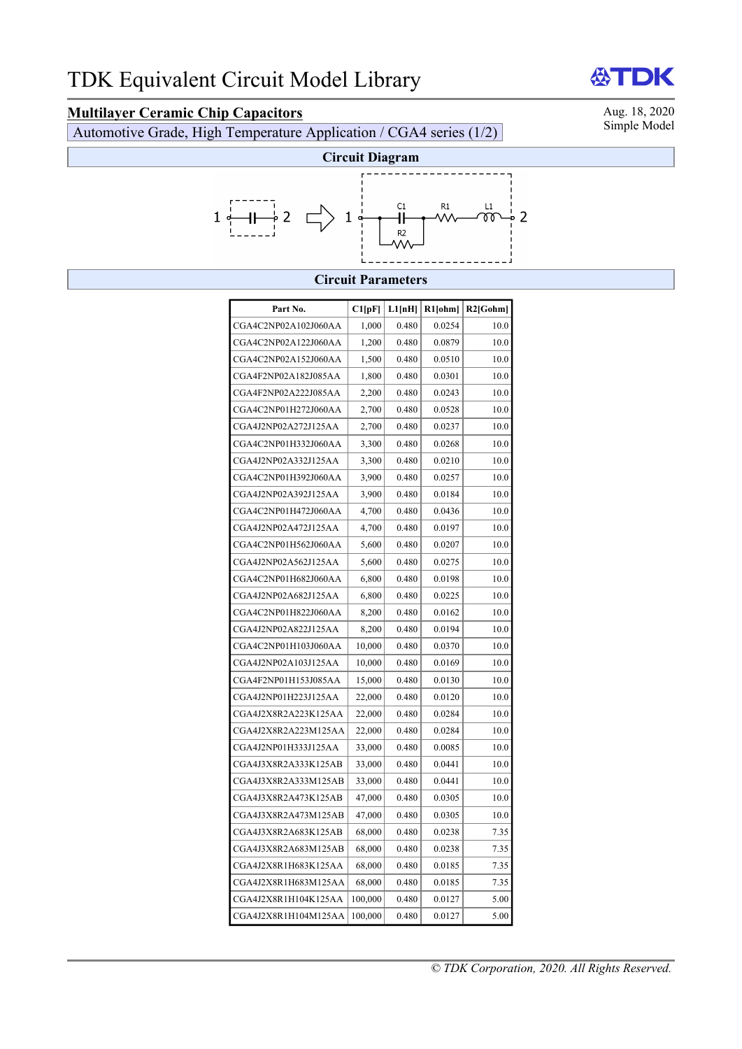# TDK Equivalent Circuit Model Library

**Multilayer Ceramic Chip Capacitors**

Automotive Grade, High Temperature Application / CGA4 series (1/2)

Aug. 18, 2020
Simple Model

## Circuit Diagram

1 —||— 2 ⇨ 1 — [C1 ∥ R2] — R1 — L1 — 2

## Circuit Parameters

| Part No. | C1[pF] | L1[nH] | R1[ohm] | R2[Gohm] |
|---|---|---|---|---|
| CGA4C2NP02A102J060AA | 1,000 | 0.480 | 0.0254 | 10.0 |
| CGA4C2NP02A122J060AA | 1,200 | 0.480 | 0.0879 | 10.0 |
| CGA4C2NP02A152J060AA | 1,500 | 0.480 | 0.0510 | 10.0 |
| CGA4F2NP02A182J085AA | 1,800 | 0.480 | 0.0301 | 10.0 |
| CGA4F2NP02A222J085AA | 2,200 | 0.480 | 0.0243 | 10.0 |
| CGA4C2NP01H272J060AA | 2,700 | 0.480 | 0.0528 | 10.0 |
| CGA4J2NP02A272J125AA | 2,700 | 0.480 | 0.0237 | 10.0 |
| CGA4C2NP01H332J060AA | 3,300 | 0.480 | 0.0268 | 10.0 |
| CGA4J2NP02A332J125AA | 3,300 | 0.480 | 0.0210 | 10.0 |
| CGA4C2NP01H392J060AA | 3,900 | 0.480 | 0.0257 | 10.0 |
| CGA4J2NP02A392J125AA | 3,900 | 0.480 | 0.0184 | 10.0 |
| CGA4C2NP01H472J060AA | 4,700 | 0.480 | 0.0436 | 10.0 |
| CGA4J2NP02A472J125AA | 4,700 | 0.480 | 0.0197 | 10.0 |
| CGA4C2NP01H562J060AA | 5,600 | 0.480 | 0.0207 | 10.0 |
| CGA4J2NP02A562J125AA | 5,600 | 0.480 | 0.0275 | 10.0 |
| CGA4C2NP01H682J060AA | 6,800 | 0.480 | 0.0198 | 10.0 |
| CGA4J2NP02A682J125AA | 6,800 | 0.480 | 0.0225 | 10.0 |
| CGA4C2NP01H822J060AA | 8,200 | 0.480 | 0.0162 | 10.0 |
| CGA4J2NP02A822J125AA | 8,200 | 0.480 | 0.0194 | 10.0 |
| CGA4C2NP01H103J060AA | 10,000 | 0.480 | 0.0370 | 10.0 |
| CGA4J2NP02A103J125AA | 10,000 | 0.480 | 0.0169 | 10.0 |
| CGA4F2NP01H153J085AA | 15,000 | 0.480 | 0.0130 | 10.0 |
| CGA4J2NP01H223J125AA | 22,000 | 0.480 | 0.0120 | 10.0 |
| CGA4J2X8R2A223K125AA | 22,000 | 0.480 | 0.0284 | 10.0 |
| CGA4J2X8R2A223M125AA | 22,000 | 0.480 | 0.0284 | 10.0 |
| CGA4J2NP01H333J125AA | 33,000 | 0.480 | 0.0085 | 10.0 |
| CGA4J3X8R2A333K125AB | 33,000 | 0.480 | 0.0441 | 10.0 |
| CGA4J3X8R2A333M125AB | 33,000 | 0.480 | 0.0441 | 10.0 |
| CGA4J3X8R2A473K125AB | 47,000 | 0.480 | 0.0305 | 10.0 |
| CGA4J3X8R2A473M125AB | 47,000 | 0.480 | 0.0305 | 10.0 |
| CGA4J3X8R2A683K125AB | 68,000 | 0.480 | 0.0238 | 7.35 |
| CGA4J3X8R2A683M125AB | 68,000 | 0.480 | 0.0238 | 7.35 |
| CGA4J2X8R1H683K125AA | 68,000 | 0.480 | 0.0185 | 7.35 |
| CGA4J2X8R1H683M125AA | 68,000 | 0.480 | 0.0185 | 7.35 |
| CGA4J2X8R1H104K125AA | 100,000 | 0.480 | 0.0127 | 5.00 |
| CGA4J2X8R1H104M125AA | 100,000 | 0.480 | 0.0127 | 5.00 |

*© TDK Corporation, 2020. All Rights Reserved.*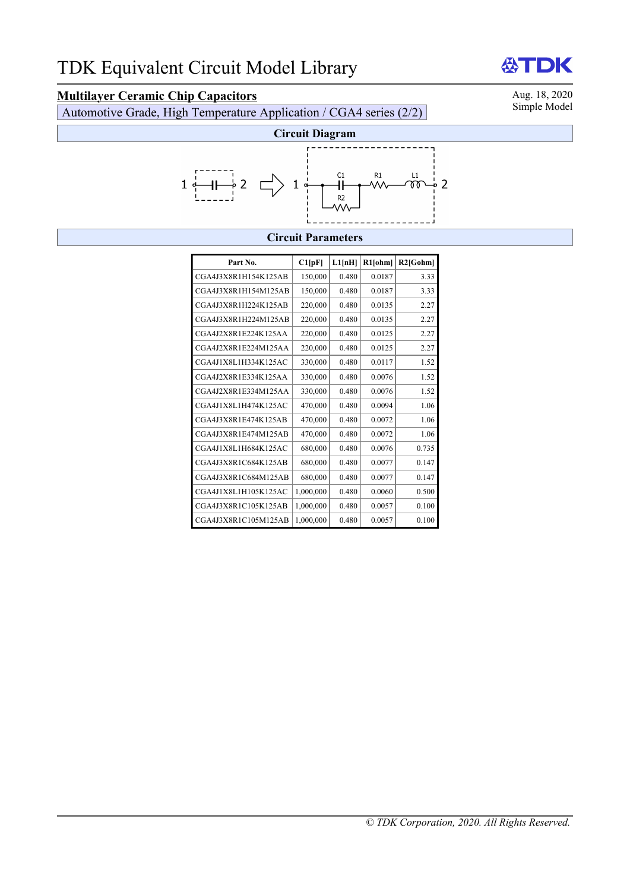# TDK Equivalent Circuit Model Library

Aug. 18, 2020
Simple Model

## Multilayer Ceramic Chip Capacitors

Automotive Grade, High Temperature Application / CGA4 series (2/2)

### Circuit Diagram

1 2 1 C1 R1 L1 2 R2

### Circuit Parameters

| Part No. | C1[pF] | L1[nH] | R1[ohm] | R2[Gohm] |
|---|---|---|---|---|
| CGA4J3X8R1H154K125AB | 150,000 | 0.480 | 0.0187 | 3.33 |
| CGA4J3X8R1H154M125AB | 150,000 | 0.480 | 0.0187 | 3.33 |
| CGA4J3X8R1H224K125AB | 220,000 | 0.480 | 0.0135 | 2.27 |
| CGA4J3X8R1H224M125AB | 220,000 | 0.480 | 0.0135 | 2.27 |
| CGA4J2X8R1E224K125AA | 220,000 | 0.480 | 0.0125 | 2.27 |
| CGA4J2X8R1E224M125AA | 220,000 | 0.480 | 0.0125 | 2.27 |
| CGA4J1X8L1H334K125AC | 330,000 | 0.480 | 0.0117 | 1.52 |
| CGA4J2X8R1E334K125AA | 330,000 | 0.480 | 0.0076 | 1.52 |
| CGA4J2X8R1E334M125AA | 330,000 | 0.480 | 0.0076 | 1.52 |
| CGA4J1X8L1H474K125AC | 470,000 | 0.480 | 0.0094 | 1.06 |
| CGA4J3X8R1E474K125AB | 470,000 | 0.480 | 0.0072 | 1.06 |
| CGA4J3X8R1E474M125AB | 470,000 | 0.480 | 0.0072 | 1.06 |
| CGA4J1X8L1H684K125AC | 680,000 | 0.480 | 0.0076 | 0.735 |
| CGA4J3X8R1C684K125AB | 680,000 | 0.480 | 0.0077 | 0.147 |
| CGA4J3X8R1C684M125AB | 680,000 | 0.480 | 0.0077 | 0.147 |
| CGA4J1X8L1H105K125AC | 1,000,000 | 0.480 | 0.0060 | 0.500 |
| CGA4J3X8R1C105K125AB | 1,000,000 | 0.480 | 0.0057 | 0.100 |
| CGA4J3X8R1C105M125AB | 1,000,000 | 0.480 | 0.0057 | 0.100 |

*© TDK Corporation, 2020. All Rights Reserved.*